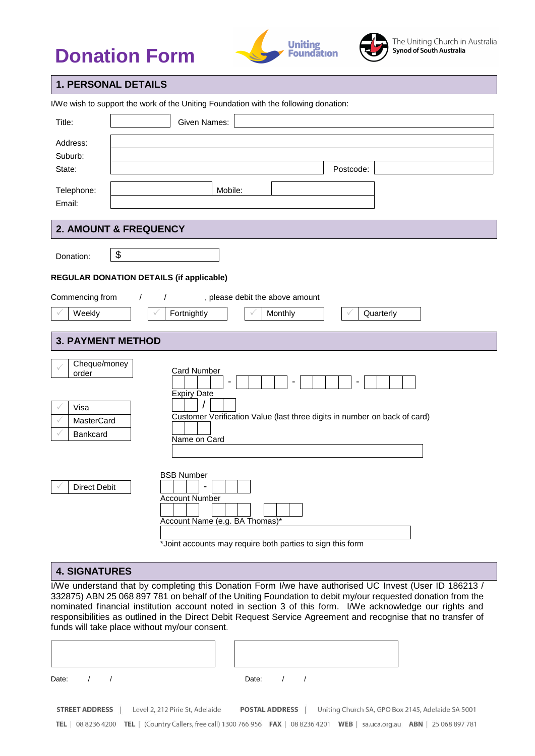# Donation Form

Uniting Foundation

The Uniting Church in Australia
**Synod of South Australia**

## 1. PERSONAL DETAILS

I/We wish to support the work of the Uniting Foundation with the following donation:

Title: Given Names:

Address:

Suburb:

State: Postcode:

Telephone: Mobile:

Email:

## 2. AMOUNT & FREQUENCY

Donation: $

**REGULAR DONATION DETAILS (if applicable)**

Commencing from / / , please debit the above amount

☐ Weekly ☐ Fortnightly ☐ Monthly ☐ Quarterly

## 3. PAYMENT METHOD

☐ Cheque/money order

Card Number

- - -

Expiry Date

/

☐ Visa
☐ MasterCard
☐ Bankcard

Customer Verification Value (last three digits in number on back of card)

Name on Card

☐ Direct Debit

BSB Number

-

Account Number

Account Name (e.g. BA Thomas)*

*Joint accounts may require both parties to sign this form

## 4. SIGNATURES

I/We understand that by completing this Donation Form I/we have authorised UC Invest (User ID 186213 / 332875) ABN 25 068 897 781 on behalf of the Uniting Foundation to debit my/our requested donation from the nominated financial institution account noted in section 3 of this form. I/We acknowledge our rights and responsibilities as outlined in the Direct Debit Request Service Agreement and recognise that no transfer of funds will take place without my/our consent.

Date: / / Date: / /

**STREET ADDRESS** | Level 2, 212 Pirie St, Adelaide **POSTAL ADDRESS** | Uniting Church SA, GPO Box 2145, Adelaide SA 5001

**TEL** | 08 8236 4200 **TEL** | (Country Callers, free call) 1300 766 956 **FAX** | 08 8236 4201 **WEB** | sa.uca.org.au **ABN** | 25 068 897 781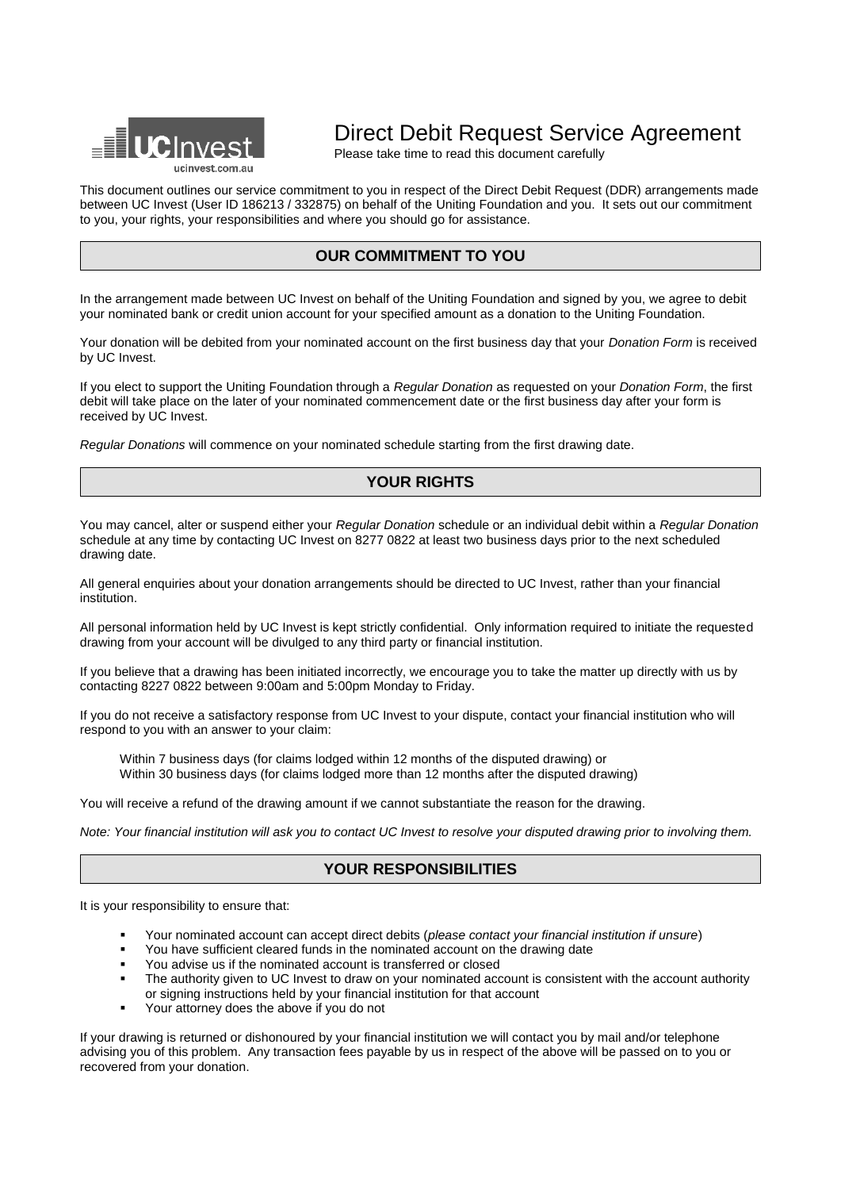UC Invest
ucinvest.com.au

# Direct Debit Request Service Agreement

Please take time to read this document carefully

This document outlines our service commitment to you in respect of the Direct Debit Request (DDR) arrangements made between UC Invest (User ID 186213 / 332875) on behalf of the Uniting Foundation and you. It sets out our commitment to you, your rights, your responsibilities and where you should go for assistance.

## OUR COMMITMENT TO YOU

In the arrangement made between UC Invest on behalf of the Uniting Foundation and signed by you, we agree to debit your nominated bank or credit union account for your specified amount as a donation to the Uniting Foundation.

Your donation will be debited from your nominated account on the first business day that your *Donation Form* is received by UC Invest.

If you elect to support the Uniting Foundation through a *Regular Donation* as requested on your *Donation Form*, the first debit will take place on the later of your nominated commencement date or the first business day after your form is received by UC Invest.

*Regular Donations* will commence on your nominated schedule starting from the first drawing date.

## YOUR RIGHTS

You may cancel, alter or suspend either your *Regular Donation* schedule or an individual debit within a *Regular Donation* schedule at any time by contacting UC Invest on 8277 0822 at least two business days prior to the next scheduled drawing date.

All general enquiries about your donation arrangements should be directed to UC Invest, rather than your financial institution.

All personal information held by UC Invest is kept strictly confidential. Only information required to initiate the requested drawing from your account will be divulged to any third party or financial institution.

If you believe that a drawing has been initiated incorrectly, we encourage you to take the matter up directly with us by contacting 8227 0822 between 9:00am and 5:00pm Monday to Friday.

If you do not receive a satisfactory response from UC Invest to your dispute, contact your financial institution who will respond to you with an answer to your claim:

Within 7 business days (for claims lodged within 12 months of the disputed drawing) or
Within 30 business days (for claims lodged more than 12 months after the disputed drawing)

You will receive a refund of the drawing amount if we cannot substantiate the reason for the drawing.

*Note: Your financial institution will ask you to contact UC Invest to resolve your disputed drawing prior to involving them.*

## YOUR RESPONSIBILITIES

It is your responsibility to ensure that:

- Your nominated account can accept direct debits (*please contact your financial institution if unsure*)
- You have sufficient cleared funds in the nominated account on the drawing date
- You advise us if the nominated account is transferred or closed
- The authority given to UC Invest to draw on your nominated account is consistent with the account authority or signing instructions held by your financial institution for that account
- Your attorney does the above if you do not

If your drawing is returned or dishonoured by your financial institution we will contact you by mail and/or telephone advising you of this problem. Any transaction fees payable by us in respect of the above will be passed on to you or recovered from your donation.